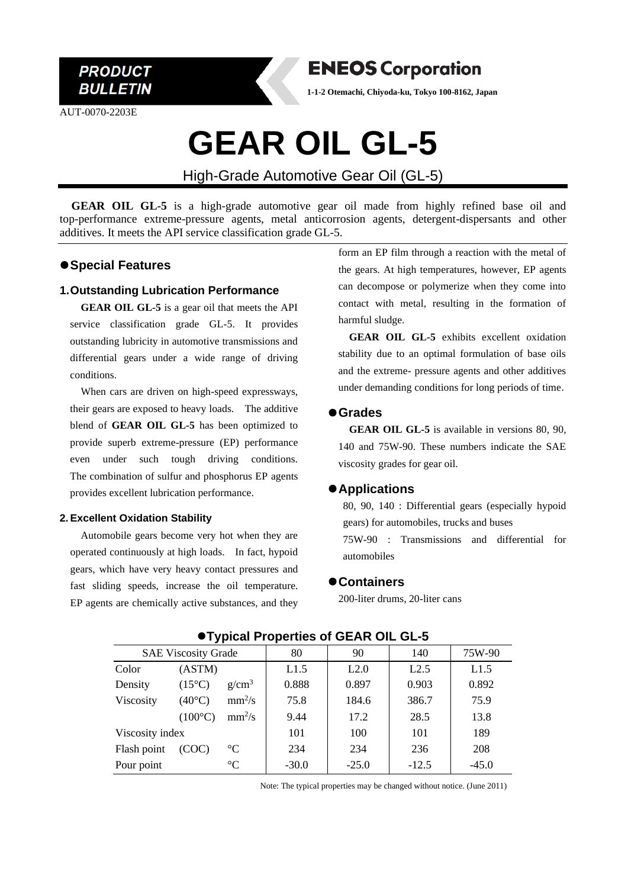PRODUCT BULLETIN

**ENEOS Corporation**

1-1-2 Otemachi, Chiyoda-ku, Tokyo 100-8162, Japan

AUT-0070-2203E

# GEAR OIL GL-5

High-Grade Automotive Gear Oil (GL-5)

**GEAR OIL GL-5** is a high-grade automotive gear oil made from highly refined base oil and top-performance extreme-pressure agents, metal anticorrosion agents, detergent-dispersants and other additives. It meets the API service classification grade GL-5.

## ●Special Features

### 1. Outstanding Lubrication Performance

**GEAR OIL GL-5** is a gear oil that meets the API service classification grade GL-5. It provides outstanding lubricity in automotive transmissions and differential gears under a wide range of driving conditions.

When cars are driven on high-speed expressways, their gears are exposed to heavy loads. The additive blend of **GEAR OIL GL-5** has been optimized to provide superb extreme-pressure (EP) performance even under such tough driving conditions. The combination of sulfur and phosphorus EP agents provides excellent lubrication performance.

### 2. Excellent Oxidation Stability

Automobile gears become very hot when they are operated continuously at high loads. In fact, hypoid gears, which have very heavy contact pressures and fast sliding speeds, increase the oil temperature. EP agents are chemically active substances, and they form an EP film through a reaction with the metal of the gears. At high temperatures, however, EP agents can decompose or polymerize when they come into contact with metal, resulting in the formation of harmful sludge.

**GEAR OIL GL-5** exhibits excellent oxidation stability due to an optimal formulation of base oils and the extreme- pressure agents and other additives under demanding conditions for long periods of time.

## ●Grades

**GEAR OIL GL-5** is available in versions 80, 90, 140 and 75W-90. These numbers indicate the SAE viscosity grades for gear oil.

## ●Applications

80, 90, 140 : Differential gears (especially hypoid gears) for automobiles, trucks and buses

75W-90 : Transmissions and differential for automobiles

## ●Containers

200-liter drums, 20-liter cans

## ●Typical Properties of GEAR OIL GL-5

| SAE Viscosity Grade | | | 80 | 90 | 140 | 75W-90 |
|---|---|---|---|---|---|---|
| Color | (ASTM) | | L1.5 | L2.0 | L2.5 | L1.5 |
| Density | (15°C) | g/cm$^3$ | 0.888 | 0.897 | 0.903 | 0.892 |
| Viscosity | (40°C) | mm$^2$/s | 75.8 | 184.6 | 386.7 | 75.9 |
| | (100°C) | mm$^2$/s | 9.44 | 17.2 | 28.5 | 13.8 |
| Viscosity index | | | 101 | 100 | 101 | 189 |
| Flash point | (COC) | °C | 234 | 234 | 236 | 208 |
| Pour point | | °C | -30.0 | -25.0 | -12.5 | -45.0 |

Note: The typical properties may be changed without notice. (June 2011)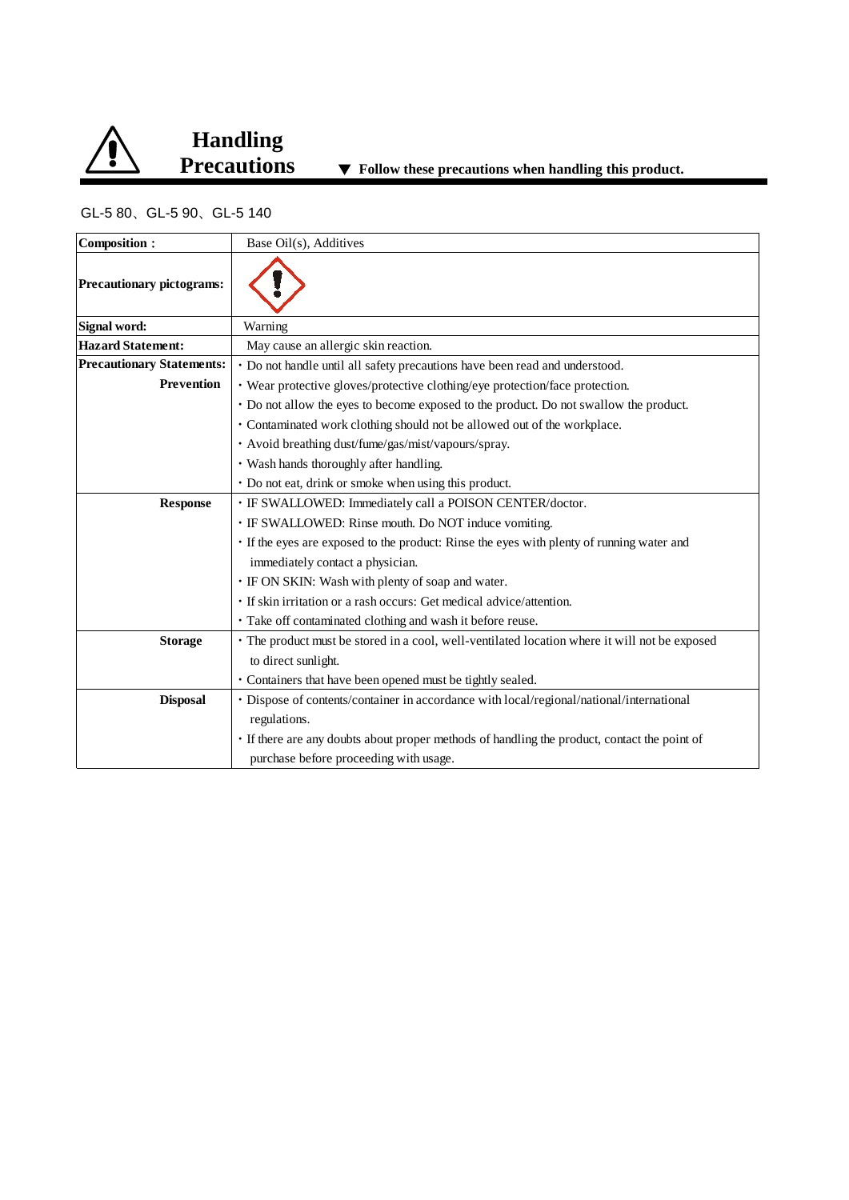# Handling Precautions

▼ **Follow these precautions when handling this product.**

GL-5 80、GL-5 90、GL-5 140

| **Composition：** | Base Oil(s), Additives |
|---|---|
| **Precautionary pictograms:** | |
| **Signal word:** | Warning |
| **Hazard Statement:** | May cause an allergic skin reaction. |
| **Precautionary Statements:** | ・Do not handle until all safety precautions have been read and understood. |
| **Prevention** | ・Wear protective gloves/protective clothing/eye protection/face protection. |
| | ・Do not allow the eyes to become exposed to the product. Do not swallow the product. |
| | ・Contaminated work clothing should not be allowed out of the workplace. |
| | ・Avoid breathing dust/fume/gas/mist/vapours/spray. |
| | ・Wash hands thoroughly after handling. |
| | ・Do not eat, drink or smoke when using this product. |
| **Response** | ・IF SWALLOWED: Immediately call a POISON CENTER/doctor. |
| | ・IF SWALLOWED: Rinse mouth. Do NOT induce vomiting. |
| | ・If the eyes are exposed to the product: Rinse the eyes with plenty of running water and immediately contact a physician. |
| | ・IF ON SKIN: Wash with plenty of soap and water. |
| | ・If skin irritation or a rash occurs: Get medical advice/attention. |
| | ・Take off contaminated clothing and wash it before reuse. |
| **Storage** | ・The product must be stored in a cool, well-ventilated location where it will not be exposed to direct sunlight. |
| | ・Containers that have been opened must be tightly sealed. |
| **Disposal** | ・Dispose of contents/container in accordance with local/regional/national/international regulations. |
| | ・If there are any doubts about proper methods of handling the product, contact the point of purchase before proceeding with usage. |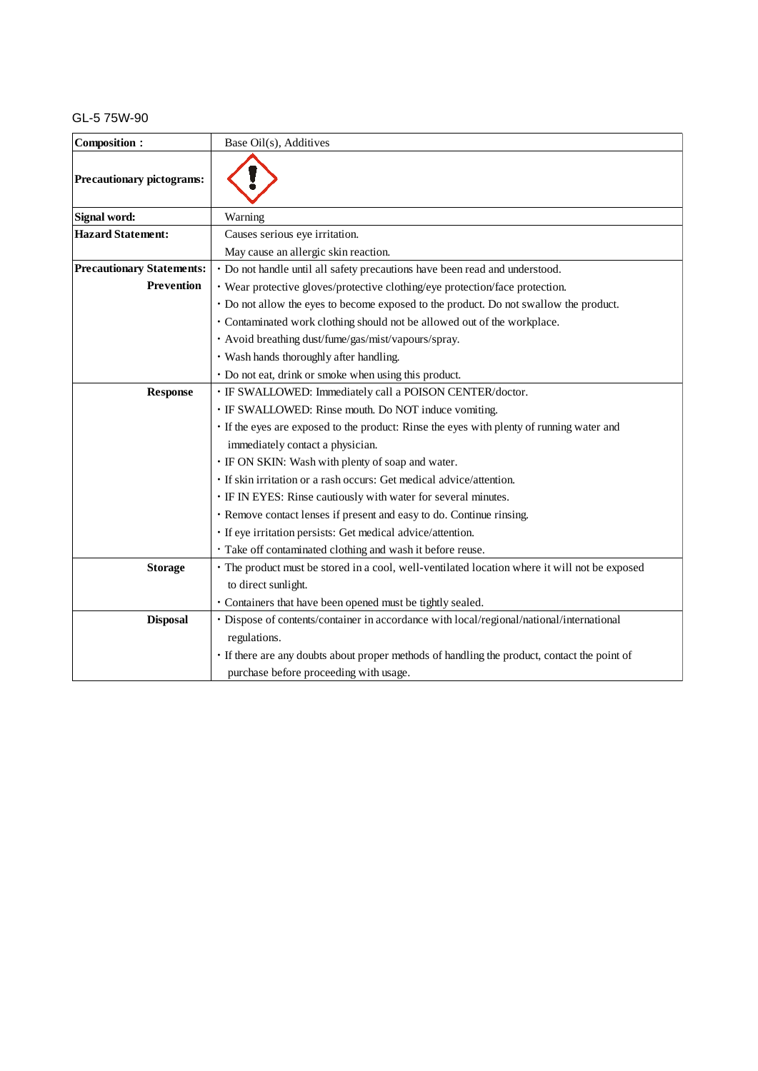GL-5 75W-90

| | |
|---|---|
| **Composition：** | Base Oil(s), Additives |
| **Precautionary pictograms:** | |
| **Signal word:** | Warning |
| **Hazard Statement:** | Causes serious eye irritation.<br>May cause an allergic skin reaction. |
| **Precautionary Statements:**<br>**Prevention** | ・Do not handle until all safety precautions have been read and understood.<br>・Wear protective gloves/protective clothing/eye protection/face protection.<br>・Do not allow the eyes to become exposed to the product. Do not swallow the product.<br>・Contaminated work clothing should not be allowed out of the workplace.<br>・Avoid breathing dust/fume/gas/mist/vapours/spray.<br>・Wash hands thoroughly after handling.<br>・Do not eat, drink or smoke when using this product. |
| **Response** | ・IF SWALLOWED: Immediately call a POISON CENTER/doctor.<br>・IF SWALLOWED: Rinse mouth. Do NOT induce vomiting.<br>・If the eyes are exposed to the product: Rinse the eyes with plenty of running water and immediately contact a physician.<br>・IF ON SKIN: Wash with plenty of soap and water.<br>・If skin irritation or a rash occurs: Get medical advice/attention.<br>・IF IN EYES: Rinse cautiously with water for several minutes.<br>・Remove contact lenses if present and easy to do. Continue rinsing.<br>・If eye irritation persists: Get medical advice/attention.<br>・Take off contaminated clothing and wash it before reuse. |
| **Storage** | ・The product must be stored in a cool, well-ventilated location where it will not be exposed to direct sunlight.<br>・Containers that have been opened must be tightly sealed. |
| **Disposal** | ・Dispose of contents/container in accordance with local/regional/national/international regulations.<br>・If there are any doubts about proper methods of handling the product, contact the point of purchase before proceeding with usage. |